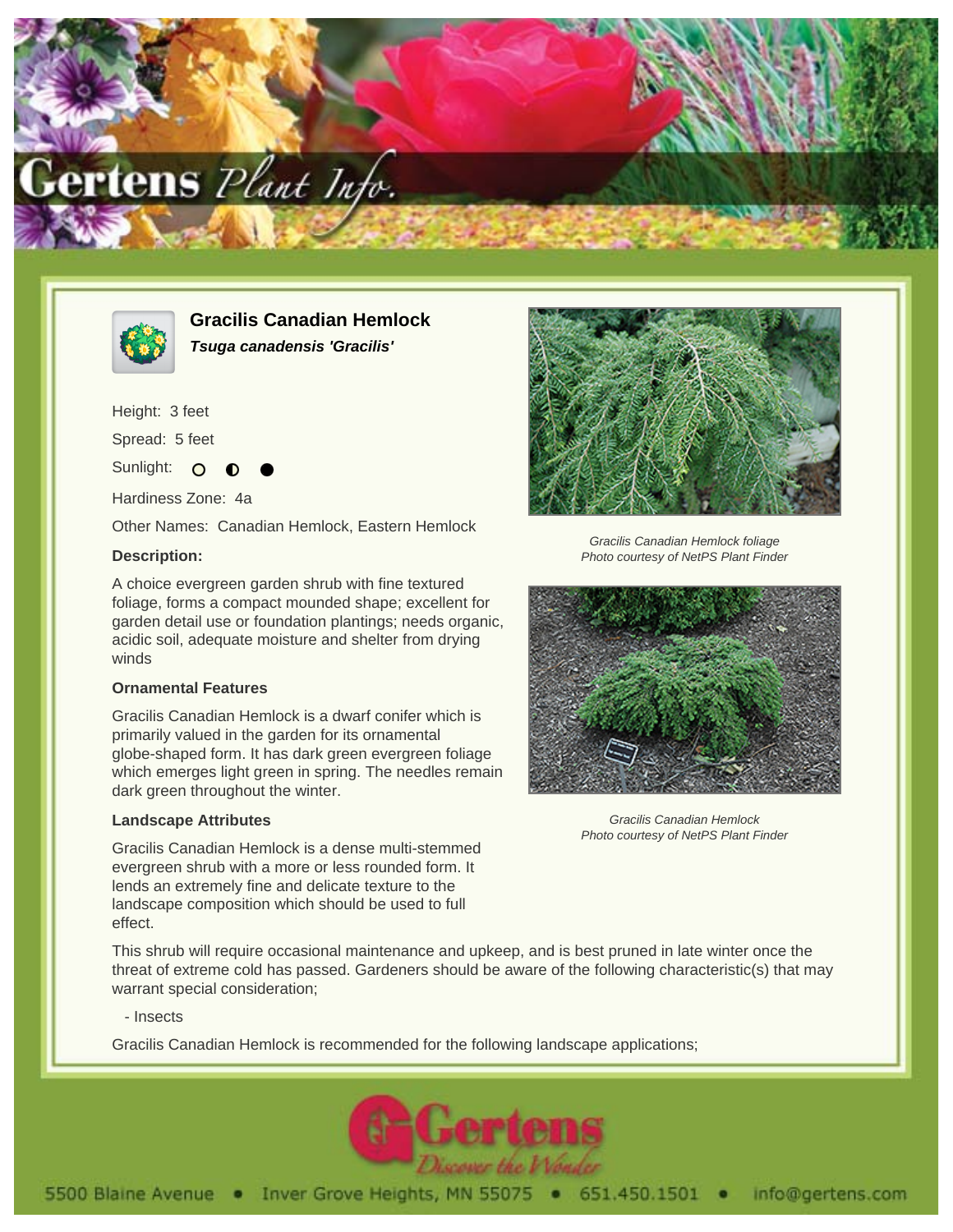# Gracilis Canadian Hemlock

***Tsuga canadensis 'Gracilis'***

Height: 3 feet

Spread: 5 feet

Sunlight:

Hardiness Zone: 4a

Other Names: Canadian Hemlock, Eastern Hemlock

**Description:**

A choice evergreen garden shrub with fine textured foliage, forms a compact mounded shape; excellent for garden detail use or foundation plantings; needs organic, acidic soil, adequate moisture and shelter from drying winds

### Ornamental Features

Gracilis Canadian Hemlock is a dwarf conifer which is primarily valued in the garden for its ornamental globe-shaped form. It has dark green evergreen foliage which emerges light green in spring. The needles remain dark green throughout the winter.

### Landscape Attributes

Gracilis Canadian Hemlock is a dense multi-stemmed evergreen shrub with a more or less rounded form. It lends an extremely fine and delicate texture to the landscape composition which should be used to full effect.

*Gracilis Canadian Hemlock foliage*
*Photo courtesy of NetPS Plant Finder*

*Gracilis Canadian Hemlock*
*Photo courtesy of NetPS Plant Finder*

This shrub will require occasional maintenance and upkeep, and is best pruned in late winter once the threat of extreme cold has passed. Gardeners should be aware of the following characteristic(s) that may warrant special consideration;

- Insects

Gracilis Canadian Hemlock is recommended for the following landscape applications;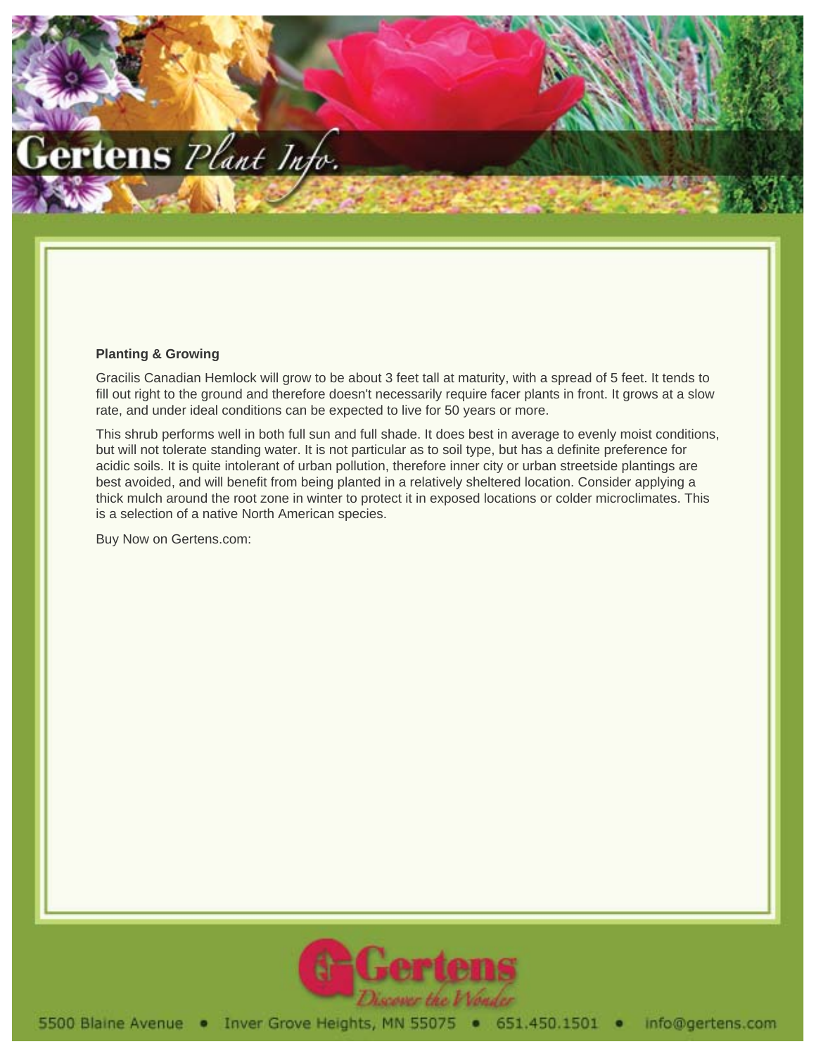### Planting & Growing

Gracilis Canadian Hemlock will grow to be about 3 feet tall at maturity, with a spread of 5 feet. It tends to fill out right to the ground and therefore doesn't necessarily require facer plants in front. It grows at a slow rate, and under ideal conditions can be expected to live for 50 years or more.

This shrub performs well in both full sun and full shade. It does best in average to evenly moist conditions, but will not tolerate standing water. It is not particular as to soil type, but has a definite preference for acidic soils. It is quite intolerant of urban pollution, therefore inner city or urban streetside plantings are best avoided, and will benefit from being planted in a relatively sheltered location. Consider applying a thick mulch around the root zone in winter to protect it in exposed locations or colder microclimates. This is a selection of a native North American species.

Buy Now on Gertens.com: